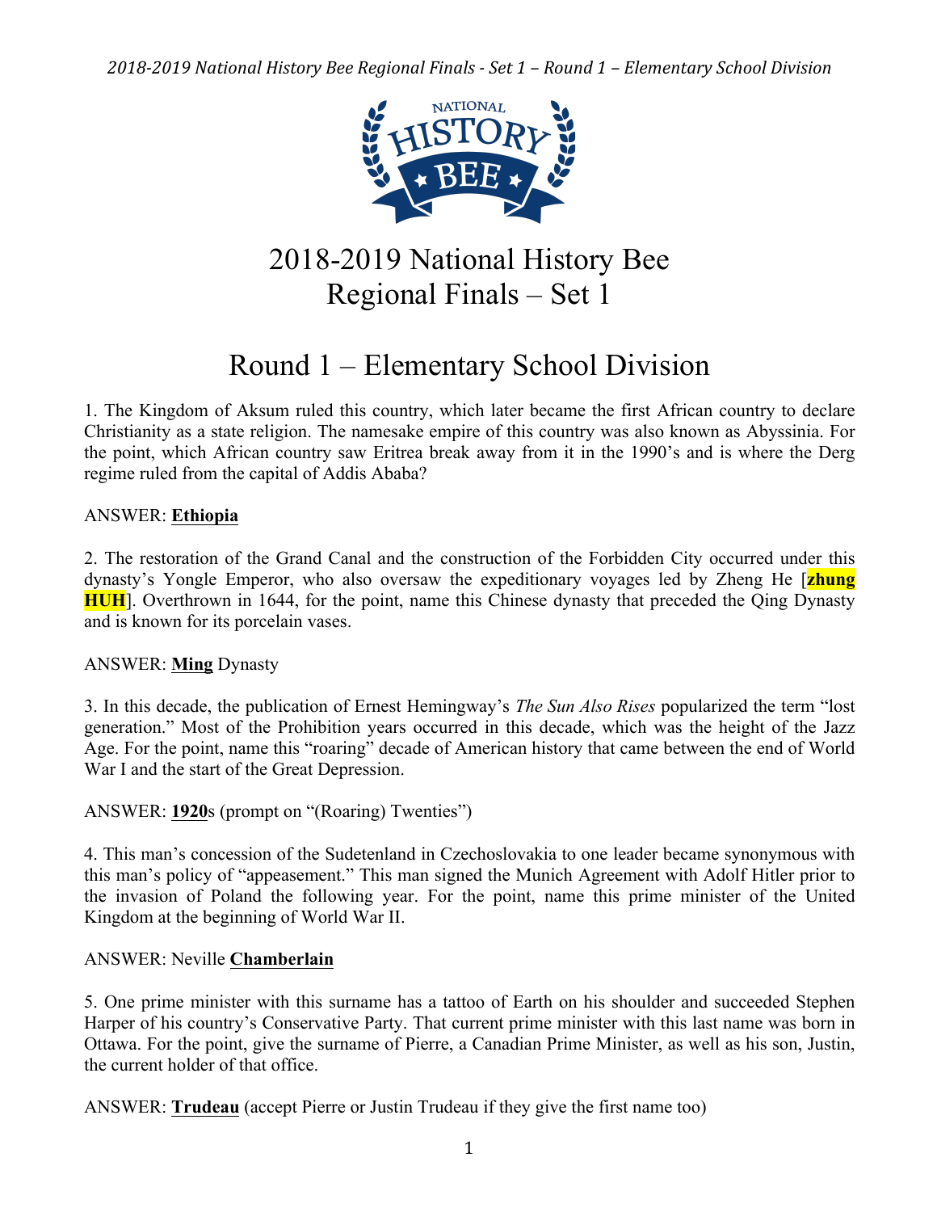# 2018-2019 National History Bee Regional Finals – Set 1

## Round 1 – Elementary School Division

1. The Kingdom of Aksum ruled this country, which later became the first African country to declare Christianity as a state religion. The namesake empire of this country was also known as Abyssinia. For the point, which African country saw Eritrea break away from it in the 1990's and is where the Derg regime ruled from the capital of Addis Ababa?

ANSWER: **Ethiopia**

2. The restoration of the Grand Canal and the construction of the Forbidden City occurred under this dynasty's Yongle Emperor, who also oversaw the expeditionary voyages led by Zheng He [**zhung HUH**]. Overthrown in 1644, for the point, name this Chinese dynasty that preceded the Qing Dynasty and is known for its porcelain vases.

ANSWER: **Ming** Dynasty

3. In this decade, the publication of Ernest Hemingway's *The Sun Also Rises* popularized the term "lost generation." Most of the Prohibition years occurred in this decade, which was the height of the Jazz Age. For the point, name this "roaring" decade of American history that came between the end of World War I and the start of the Great Depression.

ANSWER: **1920**s (prompt on "(Roaring) Twenties")

4. This man's concession of the Sudetenland in Czechoslovakia to one leader became synonymous with this man's policy of "appeasement." This man signed the Munich Agreement with Adolf Hitler prior to the invasion of Poland the following year. For the point, name this prime minister of the United Kingdom at the beginning of World War II.

ANSWER: Neville **Chamberlain**

5. One prime minister with this surname has a tattoo of Earth on his shoulder and succeeded Stephen Harper of his country's Conservative Party. That current prime minister with this last name was born in Ottawa. For the point, give the surname of Pierre, a Canadian Prime Minister, as well as his son, Justin, the current holder of that office.

ANSWER: **Trudeau** (accept Pierre or Justin Trudeau if they give the first name too)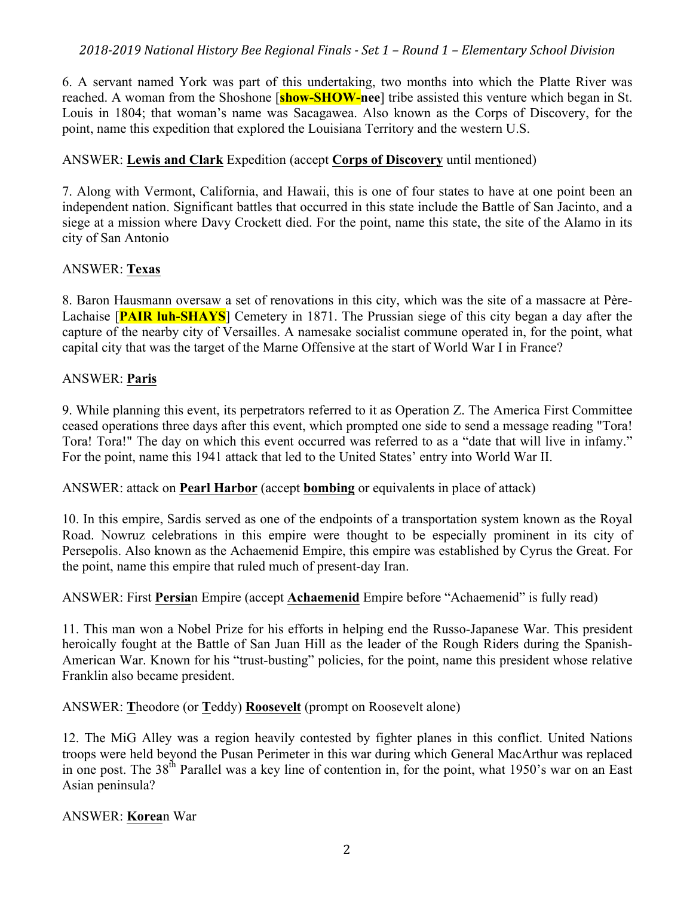6. A servant named York was part of this undertaking, two months into which the Platte River was reached. A woman from the Shoshone [**show-SHOW-nee**] tribe assisted this venture which began in St. Louis in 1804; that woman's name was Sacagawea. Also known as the Corps of Discovery, for the point, name this expedition that explored the Louisiana Territory and the western U.S.

ANSWER: **Lewis and Clark** Expedition (accept **Corps of Discovery** until mentioned)

7. Along with Vermont, California, and Hawaii, this is one of four states to have at one point been an independent nation. Significant battles that occurred in this state include the Battle of San Jacinto, and a siege at a mission where Davy Crockett died. For the point, name this state, the site of the Alamo in its city of San Antonio

ANSWER: **Texas**

8. Baron Hausmann oversaw a set of renovations in this city, which was the site of a massacre at Père-Lachaise [**PAIR luh-SHAYS**] Cemetery in 1871. The Prussian siege of this city began a day after the capture of the nearby city of Versailles. A namesake socialist commune operated in, for the point, what capital city that was the target of the Marne Offensive at the start of World War I in France?

ANSWER: **Paris**

9. While planning this event, its perpetrators referred to it as Operation Z. The America First Committee ceased operations three days after this event, which prompted one side to send a message reading "Tora! Tora! Tora!" The day on which this event occurred was referred to as a "date that will live in infamy." For the point, name this 1941 attack that led to the United States' entry into World War II.

ANSWER: attack on **Pearl Harbor** (accept **bombing** or equivalents in place of attack)

10. In this empire, Sardis served as one of the endpoints of a transportation system known as the Royal Road. Nowruz celebrations in this empire were thought to be especially prominent in its city of Persepolis. Also known as the Achaemenid Empire, this empire was established by Cyrus the Great. For the point, name this empire that ruled much of present-day Iran.

ANSWER: First **Persia**n Empire (accept **Achaemenid** Empire before "Achaemenid" is fully read)

11. This man won a Nobel Prize for his efforts in helping end the Russo-Japanese War. This president heroically fought at the Battle of San Juan Hill as the leader of the Rough Riders during the Spanish-American War. Known for his "trust-busting" policies, for the point, name this president whose relative Franklin also became president.

ANSWER: **T**heodore (or **T**eddy) **Roosevelt** (prompt on Roosevelt alone)

12. The MiG Alley was a region heavily contested by fighter planes in this conflict. United Nations troops were held beyond the Pusan Perimeter in this war during which General MacArthur was replaced in one post. The 38th Parallel was a key line of contention in, for the point, what 1950's war on an East Asian peninsula?

ANSWER: **Korea**n War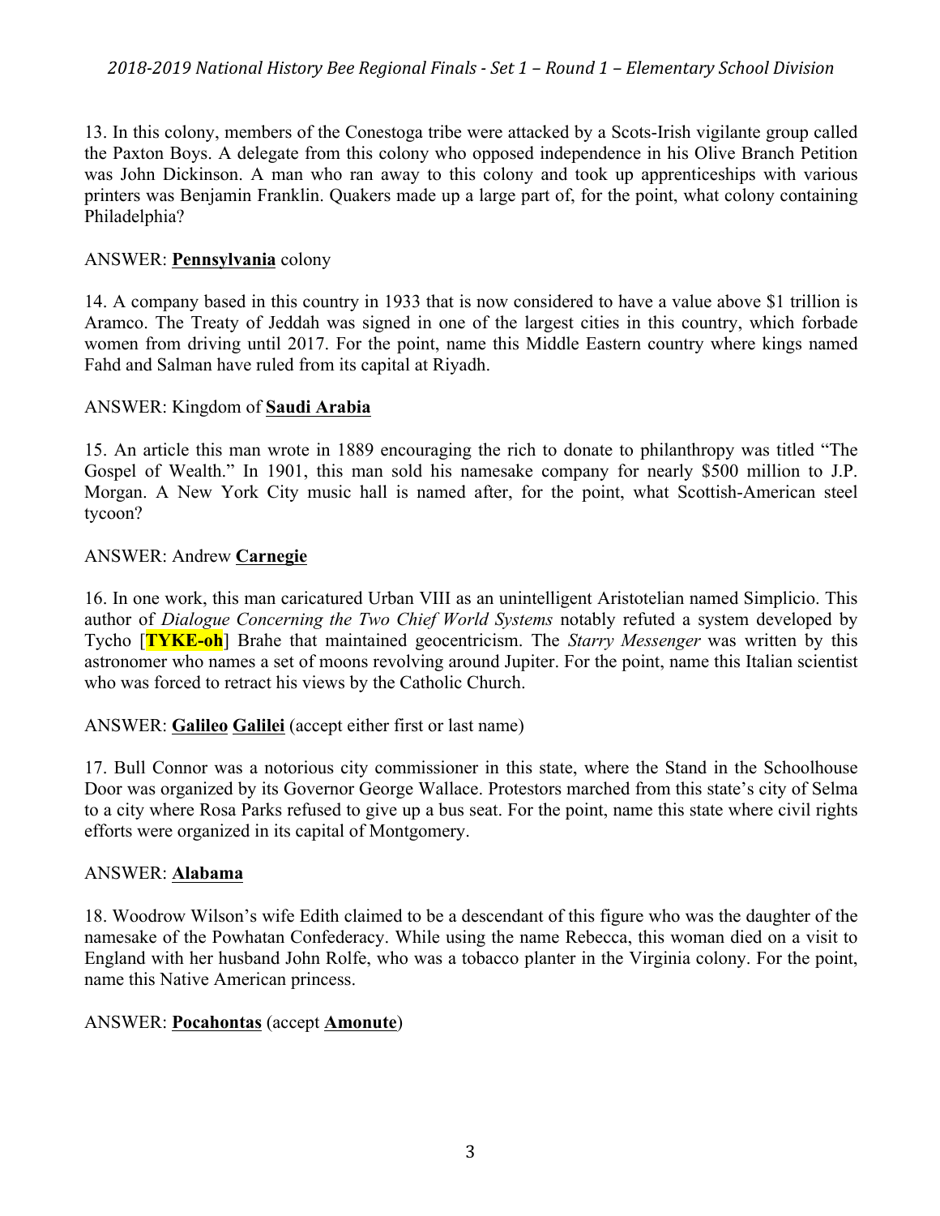13. In this colony, members of the Conestoga tribe were attacked by a Scots-Irish vigilante group called the Paxton Boys. A delegate from this colony who opposed independence in his Olive Branch Petition was John Dickinson. A man who ran away to this colony and took up apprenticeships with various printers was Benjamin Franklin. Quakers made up a large part of, for the point, what colony containing Philadelphia?

ANSWER: **Pennsylvania** colony

14. A company based in this country in 1933 that is now considered to have a value above $1 trillion is Aramco. The Treaty of Jeddah was signed in one of the largest cities in this country, which forbade women from driving until 2017. For the point, name this Middle Eastern country where kings named Fahd and Salman have ruled from its capital at Riyadh.

ANSWER: Kingdom of **Saudi Arabia**

15. An article this man wrote in 1889 encouraging the rich to donate to philanthropy was titled "The Gospel of Wealth." In 1901, this man sold his namesake company for nearly $500 million to J.P. Morgan. A New York City music hall is named after, for the point, what Scottish-American steel tycoon?

ANSWER: Andrew **Carnegie**

16. In one work, this man caricatured Urban VIII as an unintelligent Aristotelian named Simplicio. This author of *Dialogue Concerning the Two Chief World Systems* notably refuted a system developed by Tycho [**TYKE-oh**] Brahe that maintained geocentricism. The *Starry Messenger* was written by this astronomer who names a set of moons revolving around Jupiter. For the point, name this Italian scientist who was forced to retract his views by the Catholic Church.

ANSWER: **Galileo** **Galilei** (accept either first or last name)

17. Bull Connor was a notorious city commissioner in this state, where the Stand in the Schoolhouse Door was organized by its Governor George Wallace. Protestors marched from this state's city of Selma to a city where Rosa Parks refused to give up a bus seat. For the point, name this state where civil rights efforts were organized in its capital of Montgomery.

ANSWER: **Alabama**

18. Woodrow Wilson's wife Edith claimed to be a descendant of this figure who was the daughter of the namesake of the Powhatan Confederacy. While using the name Rebecca, this woman died on a visit to England with her husband John Rolfe, who was a tobacco planter in the Virginia colony. For the point, name this Native American princess.

ANSWER: **Pocahontas** (accept **Amonute**)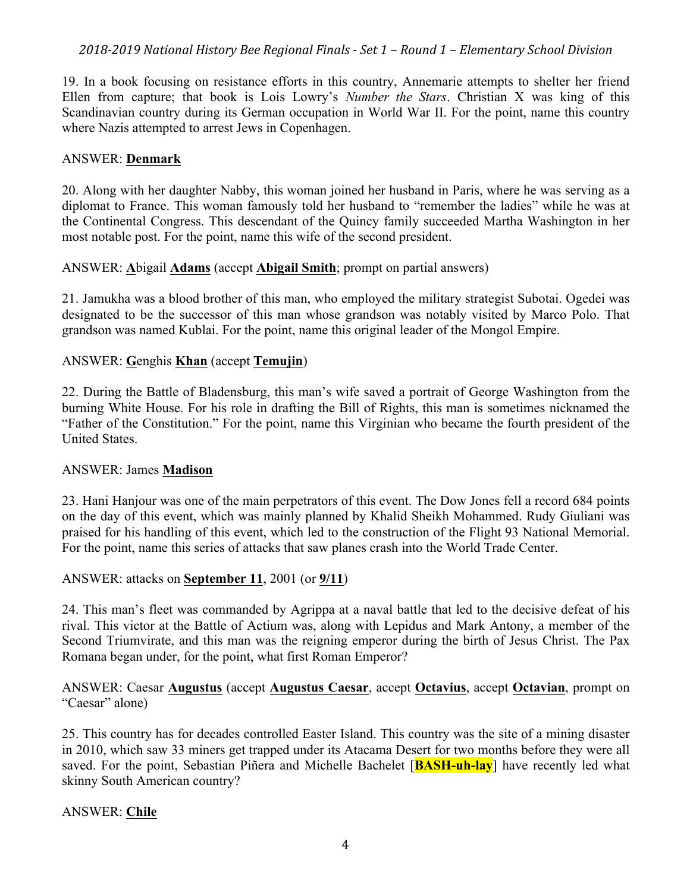19. In a book focusing on resistance efforts in this country, Annemarie attempts to shelter her friend Ellen from capture; that book is Lois Lowry's *Number the Stars*. Christian X was king of this Scandinavian country during its German occupation in World War II. For the point, name this country where Nazis attempted to arrest Jews in Copenhagen.

ANSWER: **Denmark**

20. Along with her daughter Nabby, this woman joined her husband in Paris, where he was serving as a diplomat to France. This woman famously told her husband to "remember the ladies" while he was at the Continental Congress. This descendant of the Quincy family succeeded Martha Washington in her most notable post. For the point, name this wife of the second president.

ANSWER: **A**bigail **Adams** (accept **Abigail Smith**; prompt on partial answers)

21. Jamukha was a blood brother of this man, who employed the military strategist Subotai. Ogedei was designated to be the successor of this man whose grandson was notably visited by Marco Polo. That grandson was named Kublai. For the point, name this original leader of the Mongol Empire.

ANSWER: **G**enghis **Khan** (accept **Temujin**)

22. During the Battle of Bladensburg, this man's wife saved a portrait of George Washington from the burning White House. For his role in drafting the Bill of Rights, this man is sometimes nicknamed the "Father of the Constitution." For the point, name this Virginian who became the fourth president of the United States.

ANSWER: James **Madison**

23. Hani Hanjour was one of the main perpetrators of this event. The Dow Jones fell a record 684 points on the day of this event, which was mainly planned by Khalid Sheikh Mohammed. Rudy Giuliani was praised for his handling of this event, which led to the construction of the Flight 93 National Memorial. For the point, name this series of attacks that saw planes crash into the World Trade Center.

ANSWER: attacks on **September 11**, 2001 (or **9/11**)

24. This man's fleet was commanded by Agrippa at a naval battle that led to the decisive defeat of his rival. This victor at the Battle of Actium was, along with Lepidus and Mark Antony, a member of the Second Triumvirate, and this man was the reigning emperor during the birth of Jesus Christ. The Pax Romana began under, for the point, what first Roman Emperor?

ANSWER: Caesar **Augustus** (accept **Augustus Caesar**, accept **Octavius**, accept **Octavian**, prompt on "Caesar" alone)

25. This country has for decades controlled Easter Island. This country was the site of a mining disaster in 2010, which saw 33 miners get trapped under its Atacama Desert for two months before they were all saved. For the point, Sebastian Piñera and Michelle Bachelet [**BASH-uh-lay**] have recently led what skinny South American country?

ANSWER: **Chile**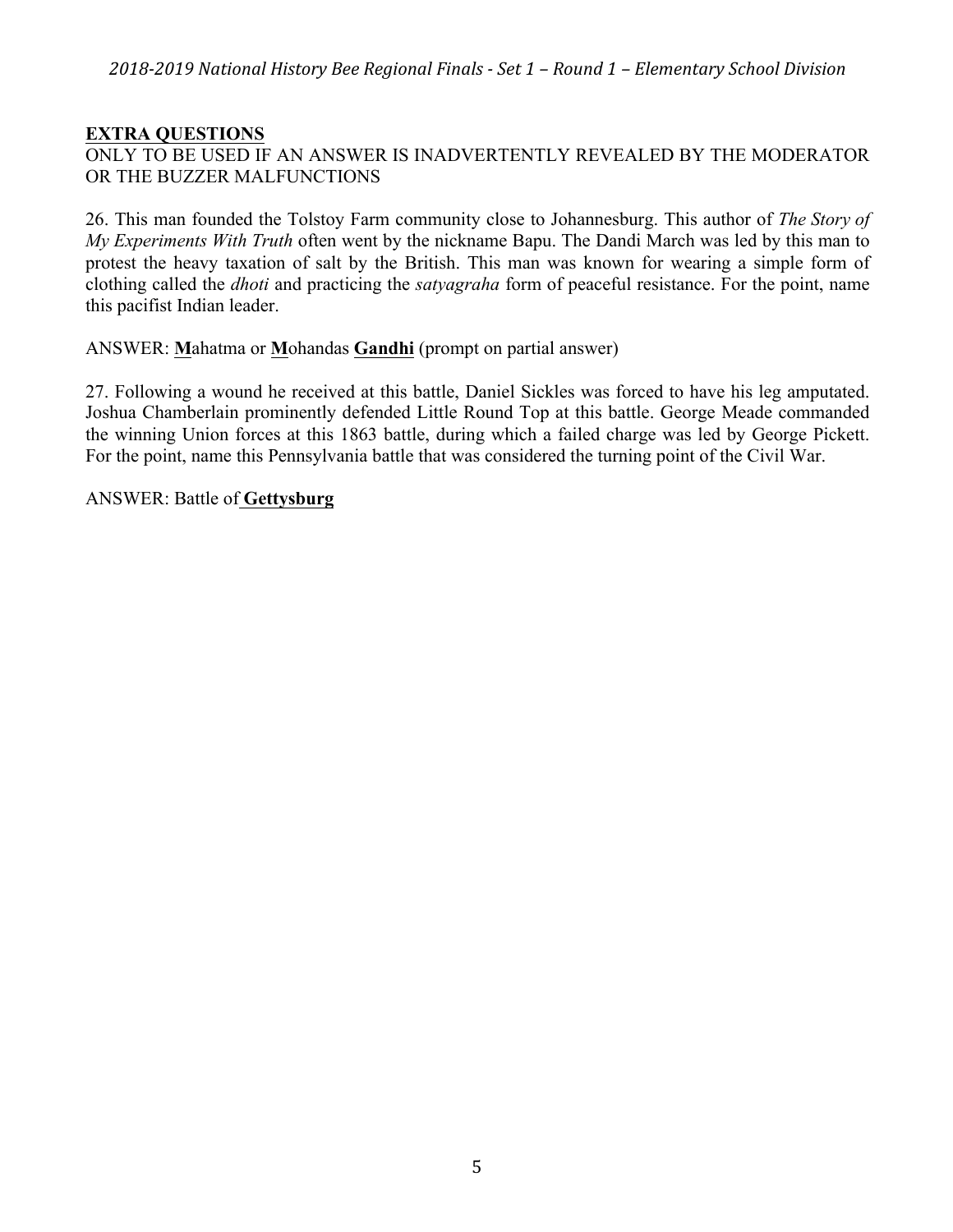**EXTRA QUESTIONS**

ONLY TO BE USED IF AN ANSWER IS INADVERTENTLY REVEALED BY THE MODERATOR OR THE BUZZER MALFUNCTIONS

26. This man founded the Tolstoy Farm community close to Johannesburg. This author of *The Story of My Experiments With Truth* often went by the nickname Bapu. The Dandi March was led by this man to protest the heavy taxation of salt by the British. This man was known for wearing a simple form of clothing called the *dhoti* and practicing the *satyagraha* form of peaceful resistance. For the point, name this pacifist Indian leader.

ANSWER: **M**ahatma or **M**ohandas **Gandhi** (prompt on partial answer)

27. Following a wound he received at this battle, Daniel Sickles was forced to have his leg amputated. Joshua Chamberlain prominently defended Little Round Top at this battle. George Meade commanded the winning Union forces at this 1863 battle, during which a failed charge was led by George Pickett. For the point, name this Pennsylvania battle that was considered the turning point of the Civil War.

ANSWER: Battle of **Gettysburg**